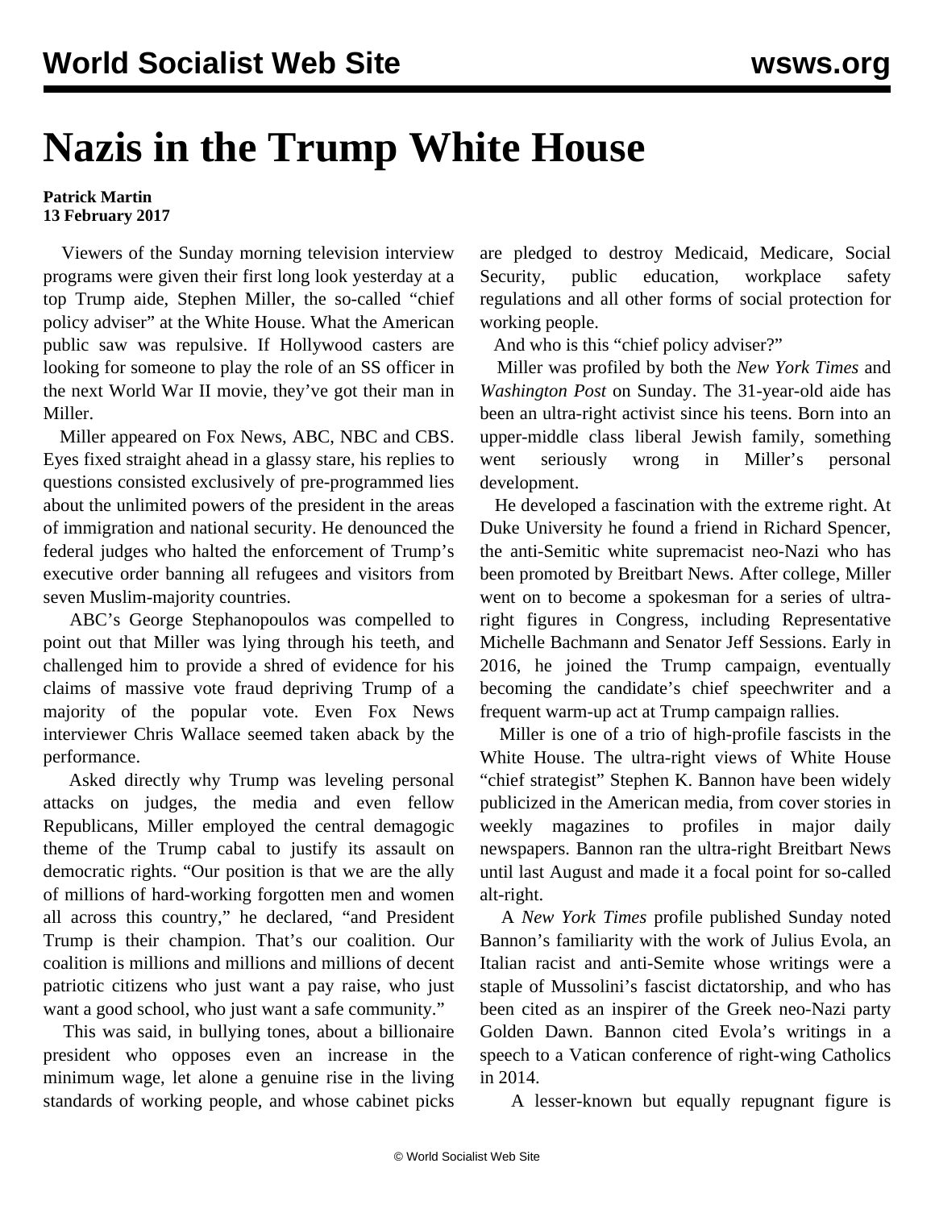# Nazis in the Trump White House

**Patrick Martin**
**13 February 2017**

Viewers of the Sunday morning television interview programs were given their first long look yesterday at a top Trump aide, Stephen Miller, the so-called "chief policy adviser" at the White House. What the American public saw was repulsive. If Hollywood casters are looking for someone to play the role of an SS officer in the next World War II movie, they've got their man in Miller.

Miller appeared on Fox News, ABC, NBC and CBS. Eyes fixed straight ahead in a glassy stare, his replies to questions consisted exclusively of pre-programmed lies about the unlimited powers of the president in the areas of immigration and national security. He denounced the federal judges who halted the enforcement of Trump's executive order banning all refugees and visitors from seven Muslim-majority countries.

ABC's George Stephanopoulos was compelled to point out that Miller was lying through his teeth, and challenged him to provide a shred of evidence for his claims of massive vote fraud depriving Trump of a majority of the popular vote. Even Fox News interviewer Chris Wallace seemed taken aback by the performance.

Asked directly why Trump was leveling personal attacks on judges, the media and even fellow Republicans, Miller employed the central demagogic theme of the Trump cabal to justify its assault on democratic rights. "Our position is that we are the ally of millions of hard-working forgotten men and women all across this country," he declared, "and President Trump is their champion. That's our coalition. Our coalition is millions and millions and millions of decent patriotic citizens who just want a pay raise, who just want a good school, who just want a safe community."

This was said, in bullying tones, about a billionaire president who opposes even an increase in the minimum wage, let alone a genuine rise in the living standards of working people, and whose cabinet picks are pledged to destroy Medicaid, Medicare, Social Security, public education, workplace safety regulations and all other forms of social protection for working people.

And who is this "chief policy adviser?"

Miller was profiled by both the *New York Times* and *Washington Post* on Sunday. The 31-year-old aide has been an ultra-right activist since his teens. Born into an upper-middle class liberal Jewish family, something went seriously wrong in Miller's personal development.

He developed a fascination with the extreme right. At Duke University he found a friend in Richard Spencer, the anti-Semitic white supremacist neo-Nazi who has been promoted by Breitbart News. After college, Miller went on to become a spokesman for a series of ultra-right figures in Congress, including Representative Michelle Bachmann and Senator Jeff Sessions. Early in 2016, he joined the Trump campaign, eventually becoming the candidate's chief speechwriter and a frequent warm-up act at Trump campaign rallies.

Miller is one of a trio of high-profile fascists in the White House. The ultra-right views of White House "chief strategist" Stephen K. Bannon have been widely publicized in the American media, from cover stories in weekly magazines to profiles in major daily newspapers. Bannon ran the ultra-right Breitbart News until last August and made it a focal point for so-called alt-right.

A *New York Times* profile published Sunday noted Bannon's familiarity with the work of Julius Evola, an Italian racist and anti-Semite whose writings were a staple of Mussolini's fascist dictatorship, and who has been cited as an inspirer of the Greek neo-Nazi party Golden Dawn. Bannon cited Evola's writings in a speech to a Vatican conference of right-wing Catholics in 2014.

A lesser-known but equally repugnant figure is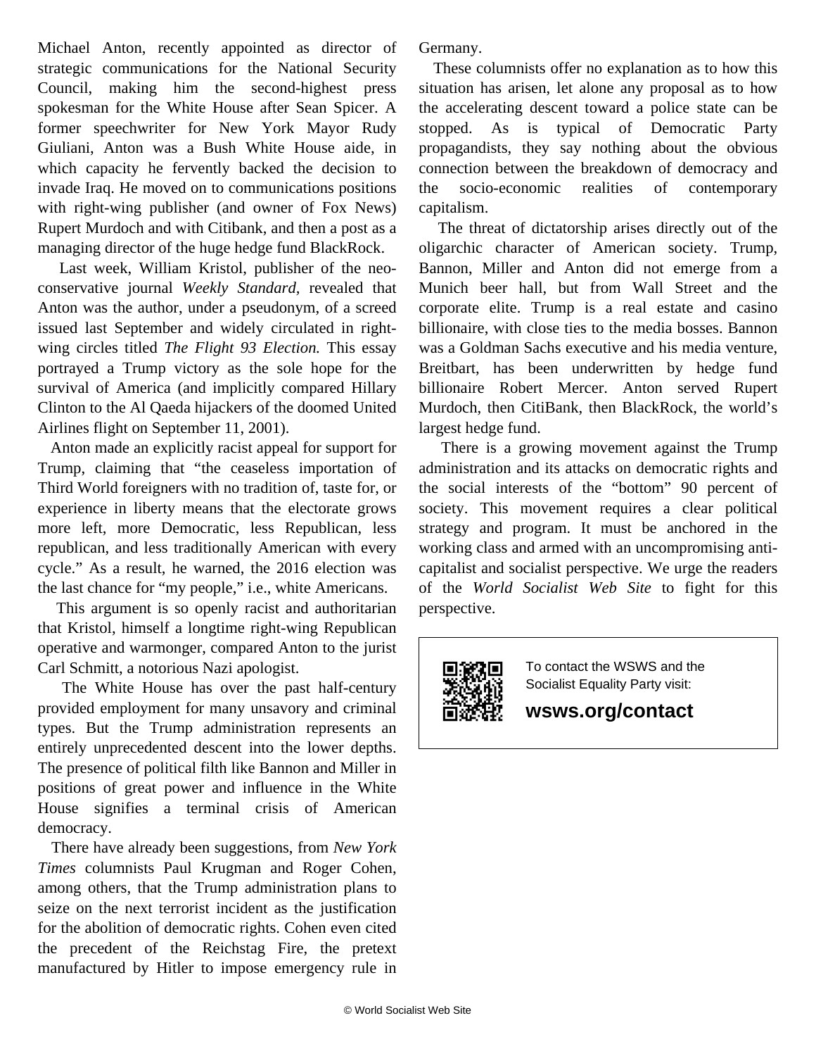Michael Anton, recently appointed as director of strategic communications for the National Security Council, making him the second-highest press spokesman for the White House after Sean Spicer. A former speechwriter for New York Mayor Rudy Giuliani, Anton was a Bush White House aide, in which capacity he fervently backed the decision to invade Iraq. He moved on to communications positions with right-wing publisher (and owner of Fox News) Rupert Murdoch and with Citibank, and then a post as a managing director of the huge hedge fund BlackRock.

Last week, William Kristol, publisher of the neo-conservative journal *Weekly Standard,* revealed that Anton was the author, under a pseudonym, of a screed issued last September and widely circulated in right-wing circles titled *The Flight 93 Election.* This essay portrayed a Trump victory as the sole hope for the survival of America (and implicitly compared Hillary Clinton to the Al Qaeda hijackers of the doomed United Airlines flight on September 11, 2001).

Anton made an explicitly racist appeal for support for Trump, claiming that "the ceaseless importation of Third World foreigners with no tradition of, taste for, or experience in liberty means that the electorate grows more left, more Democratic, less Republican, less republican, and less traditionally American with every cycle." As a result, he warned, the 2016 election was the last chance for "my people," i.e., white Americans.

This argument is so openly racist and authoritarian that Kristol, himself a longtime right-wing Republican operative and warmonger, compared Anton to the jurist Carl Schmitt, a notorious Nazi apologist.

The White House has over the past half-century provided employment for many unsavory and criminal types. But the Trump administration represents an entirely unprecedented descent into the lower depths. The presence of political filth like Bannon and Miller in positions of great power and influence in the White House signifies a terminal crisis of American democracy.

There have already been suggestions, from *New York Times* columnists Paul Krugman and Roger Cohen, among others, that the Trump administration plans to seize on the next terrorist incident as the justification for the abolition of democratic rights. Cohen even cited the precedent of the Reichstag Fire, the pretext manufactured by Hitler to impose emergency rule in Germany.

These columnists offer no explanation as to how this situation has arisen, let alone any proposal as to how the accelerating descent toward a police state can be stopped. As is typical of Democratic Party propagandists, they say nothing about the obvious connection between the breakdown of democracy and the socio-economic realities of contemporary capitalism.

The threat of dictatorship arises directly out of the oligarchic character of American society. Trump, Bannon, Miller and Anton did not emerge from a Munich beer hall, but from Wall Street and the corporate elite. Trump is a real estate and casino billionaire, with close ties to the media bosses. Bannon was a Goldman Sachs executive and his media venture, Breitbart, has been underwritten by hedge fund billionaire Robert Mercer. Anton served Rupert Murdoch, then CitiBank, then BlackRock, the world's largest hedge fund.

There is a growing movement against the Trump administration and its attacks on democratic rights and the social interests of the "bottom" 90 percent of society. This movement requires a clear political strategy and program. It must be anchored in the working class and armed with an uncompromising anti-capitalist and socialist perspective. We urge the readers of the *World Socialist Web Site* to fight for this perspective.

To contact the WSWS and the Socialist Equality Party visit:

**wsws.org/contact**